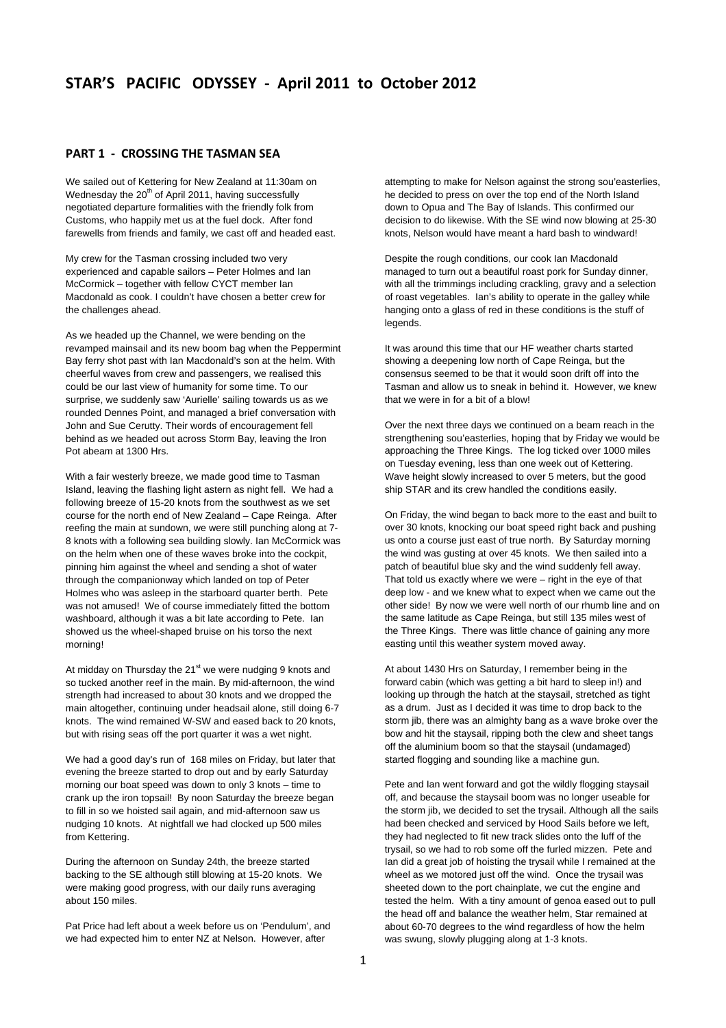# STAR'S PACIFIC ODYSSEY - April 2011 to October 2012

## PART 1 - CROSSING THE TASMAN SEA

We sailed out of Kettering for New Zealand at 11:30am on Wednesday the 20th of April 2011, having successfully negotiated departure formalities with the friendly folk from Customs, who happily met us at the fuel dock. After fond farewells from friends and family, we cast off and headed east.

My crew for the Tasman crossing included two very experienced and capable sailors – Peter Holmes and Ian McCormick – together with fellow CYCT member Ian Macdonald as cook. I couldn't have chosen a better crew for the challenges ahead.

As we headed up the Channel, we were bending on the revamped mainsail and its new boom bag when the Peppermint Bay ferry shot past with Ian Macdonald's son at the helm. With cheerful waves from crew and passengers, we realised this could be our last view of humanity for some time. To our surprise, we suddenly saw 'Aurielle' sailing towards us as we rounded Dennes Point, and managed a brief conversation with John and Sue Cerutty. Their words of encouragement fell behind as we headed out across Storm Bay, leaving the Iron Pot abeam at 1300 Hrs.

With a fair westerly breeze, we made good time to Tasman Island, leaving the flashing light astern as night fell. We had a following breeze of 15-20 knots from the southwest as we set course for the north end of New Zealand – Cape Reinga. After reefing the main at sundown, we were still punching along at 7-8 knots with a following sea building slowly. Ian McCormick was on the helm when one of these waves broke into the cockpit, pinning him against the wheel and sending a shot of water through the companionway which landed on top of Peter Holmes who was asleep in the starboard quarter berth. Pete was not amused! We of course immediately fitted the bottom washboard, although it was a bit late according to Pete. Ian showed us the wheel-shaped bruise on his torso the next morning!

At midday on Thursday the 21st we were nudging 9 knots and so tucked another reef in the main. By mid-afternoon, the wind strength had increased to about 30 knots and we dropped the main altogether, continuing under headsail alone, still doing 6-7 knots. The wind remained W-SW and eased back to 20 knots, but with rising seas off the port quarter it was a wet night.

We had a good day's run of 168 miles on Friday, but later that evening the breeze started to drop out and by early Saturday morning our boat speed was down to only 3 knots – time to crank up the iron topsail! By noon Saturday the breeze began to fill in so we hoisted sail again, and mid-afternoon saw us nudging 10 knots. At nightfall we had clocked up 500 miles from Kettering.

During the afternoon on Sunday 24th, the breeze started backing to the SE although still blowing at 15-20 knots. We were making good progress, with our daily runs averaging about 150 miles.

Pat Price had left about a week before us on 'Pendulum', and we had expected him to enter NZ at Nelson. However, after attempting to make for Nelson against the strong sou'easterlies, he decided to press on over the top end of the North Island down to Opua and The Bay of Islands. This confirmed our decision to do likewise. With the SE wind now blowing at 25-30 knots, Nelson would have meant a hard bash to windward!

Despite the rough conditions, our cook Ian Macdonald managed to turn out a beautiful roast pork for Sunday dinner, with all the trimmings including crackling, gravy and a selection of roast vegetables. Ian's ability to operate in the galley while hanging onto a glass of red in these conditions is the stuff of legends.

It was around this time that our HF weather charts started showing a deepening low north of Cape Reinga, but the consensus seemed to be that it would soon drift off into the Tasman and allow us to sneak in behind it. However, we knew that we were in for a bit of a blow!

Over the next three days we continued on a beam reach in the strengthening sou'easterlies, hoping that by Friday we would be approaching the Three Kings. The log ticked over 1000 miles on Tuesday evening, less than one week out of Kettering. Wave height slowly increased to over 5 meters, but the good ship STAR and its crew handled the conditions easily.

On Friday, the wind began to back more to the east and built to over 30 knots, knocking our boat speed right back and pushing us onto a course just east of true north. By Saturday morning the wind was gusting at over 45 knots. We then sailed into a patch of beautiful blue sky and the wind suddenly fell away. That told us exactly where we were – right in the eye of that deep low - and we knew what to expect when we came out the other side! By now we were well north of our rhumb line and on the same latitude as Cape Reinga, but still 135 miles west of the Three Kings. There was little chance of gaining any more easting until this weather system moved away.

At about 1430 Hrs on Saturday, I remember being in the forward cabin (which was getting a bit hard to sleep in!) and looking up through the hatch at the staysail, stretched as tight as a drum. Just as I decided it was time to drop back to the storm jib, there was an almighty bang as a wave broke over the bow and hit the staysail, ripping both the clew and sheet tangs off the aluminium boom so that the staysail (undamaged) started flogging and sounding like a machine gun.

Pete and Ian went forward and got the wildly flogging staysail off, and because the staysail boom was no longer useable for the storm jib, we decided to set the trysail. Although all the sails had been checked and serviced by Hood Sails before we left, they had neglected to fit new track slides onto the luff of the trysail, so we had to rob some off the furled mizzen. Pete and Ian did a great job of hoisting the trysail while I remained at the wheel as we motored just off the wind. Once the trysail was sheeted down to the port chainplate, we cut the engine and tested the helm. With a tiny amount of genoa eased out to pull the head off and balance the weather helm, Star remained at about 60-70 degrees to the wind regardless of how the helm was swung, slowly plugging along at 1-3 knots.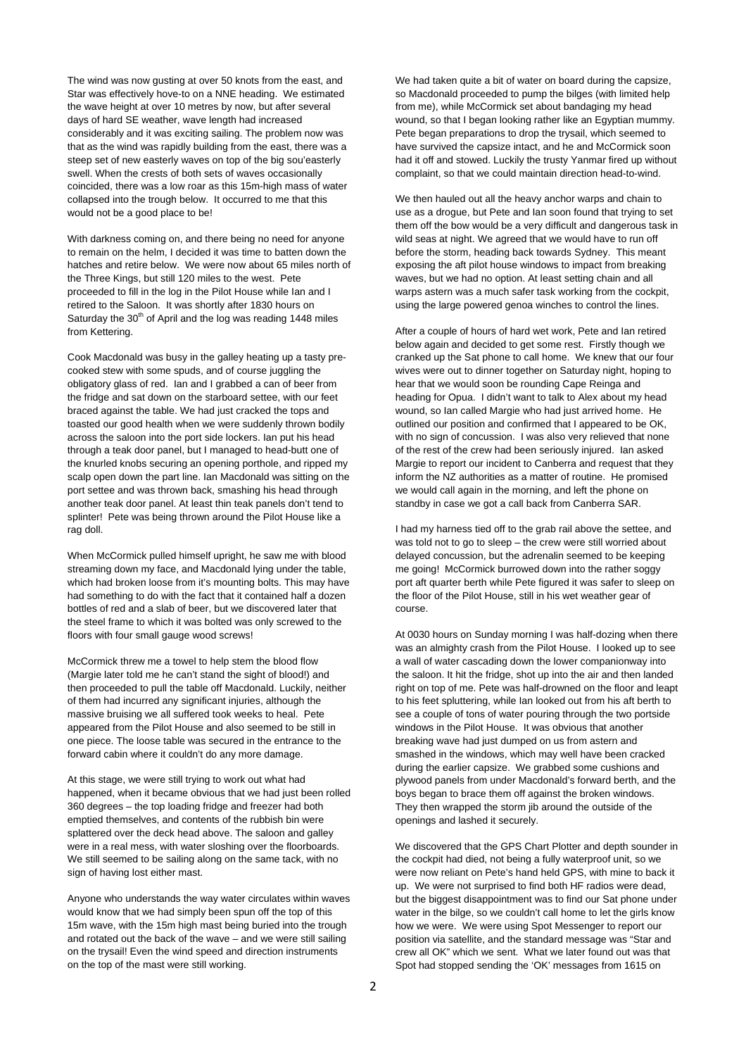The wind was now gusting at over 50 knots from the east, and Star was effectively hove-to on a NNE heading. We estimated the wave height at over 10 metres by now, but after several days of hard SE weather, wave length had increased considerably and it was exciting sailing. The problem now was that as the wind was rapidly building from the east, there was a steep set of new easterly waves on top of the big sou'easterly swell. When the crests of both sets of waves occasionally coincided, there was a low roar as this 15m-high mass of water collapsed into the trough below. It occurred to me that this would not be a good place to be!

With darkness coming on, and there being no need for anyone to remain on the helm, I decided it was time to batten down the hatches and retire below. We were now about 65 miles north of the Three Kings, but still 120 miles to the west. Pete proceeded to fill in the log in the Pilot House while Ian and I retired to the Saloon. It was shortly after 1830 hours on Saturday the 30th of April and the log was reading 1448 miles from Kettering.

Cook Macdonald was busy in the galley heating up a tasty pre-cooked stew with some spuds, and of course juggling the obligatory glass of red. Ian and I grabbed a can of beer from the fridge and sat down on the starboard settee, with our feet braced against the table. We had just cracked the tops and toasted our good health when we were suddenly thrown bodily across the saloon into the port side lockers. Ian put his head through a teak door panel, but I managed to head-butt one of the knurled knobs securing an opening porthole, and ripped my scalp open down the part line. Ian Macdonald was sitting on the port settee and was thrown back, smashing his head through another teak door panel. At least thin teak panels don't tend to splinter! Pete was being thrown around the Pilot House like a rag doll.

When McCormick pulled himself upright, he saw me with blood streaming down my face, and Macdonald lying under the table, which had broken loose from it's mounting bolts. This may have had something to do with the fact that it contained half a dozen bottles of red and a slab of beer, but we discovered later that the steel frame to which it was bolted was only screwed to the floors with four small gauge wood screws!

McCormick threw me a towel to help stem the blood flow (Margie later told me he can't stand the sight of blood!) and then proceeded to pull the table off Macdonald. Luckily, neither of them had incurred any significant injuries, although the massive bruising we all suffered took weeks to heal. Pete appeared from the Pilot House and also seemed to be still in one piece. The loose table was secured in the entrance to the forward cabin where it couldn't do any more damage.

At this stage, we were still trying to work out what had happened, when it became obvious that we had just been rolled 360 degrees – the top loading fridge and freezer had both emptied themselves, and contents of the rubbish bin were splattered over the deck head above. The saloon and galley were in a real mess, with water sloshing over the floorboards. We still seemed to be sailing along on the same tack, with no sign of having lost either mast.

Anyone who understands the way water circulates within waves would know that we had simply been spun off the top of this 15m wave, with the 15m high mast being buried into the trough and rotated out the back of the wave – and we were still sailing on the trysail! Even the wind speed and direction instruments on the top of the mast were still working.

We had taken quite a bit of water on board during the capsize, so Macdonald proceeded to pump the bilges (with limited help from me), while McCormick set about bandaging my head wound, so that I began looking rather like an Egyptian mummy. Pete began preparations to drop the trysail, which seemed to have survived the capsize intact, and he and McCormick soon had it off and stowed. Luckily the trusty Yanmar fired up without complaint, so that we could maintain direction head-to-wind.

We then hauled out all the heavy anchor warps and chain to use as a drogue, but Pete and Ian soon found that trying to set them off the bow would be a very difficult and dangerous task in wild seas at night. We agreed that we would have to run off before the storm, heading back towards Sydney. This meant exposing the aft pilot house windows to impact from breaking waves, but we had no option. At least setting chain and all warps astern was a much safer task working from the cockpit, using the large powered genoa winches to control the lines.

After a couple of hours of hard wet work, Pete and Ian retired below again and decided to get some rest. Firstly though we cranked up the Sat phone to call home. We knew that our four wives were out to dinner together on Saturday night, hoping to hear that we would soon be rounding Cape Reinga and heading for Opua. I didn't want to talk to Alex about my head wound, so Ian called Margie who had just arrived home. He outlined our position and confirmed that I appeared to be OK, with no sign of concussion. I was also very relieved that none of the rest of the crew had been seriously injured. Ian asked Margie to report our incident to Canberra and request that they inform the NZ authorities as a matter of routine. He promised we would call again in the morning, and left the phone on standby in case we got a call back from Canberra SAR.

I had my harness tied off to the grab rail above the settee, and was told not to go to sleep – the crew were still worried about delayed concussion, but the adrenalin seemed to be keeping me going! McCormick burrowed down into the rather soggy port aft quarter berth while Pete figured it was safer to sleep on the floor of the Pilot House, still in his wet weather gear of course.

At 0030 hours on Sunday morning I was half-dozing when there was an almighty crash from the Pilot House. I looked up to see a wall of water cascading down the lower companionway into the saloon. It hit the fridge, shot up into the air and then landed right on top of me. Pete was half-drowned on the floor and leapt to his feet spluttering, while Ian looked out from his aft berth to see a couple of tons of water pouring through the two portside windows in the Pilot House. It was obvious that another breaking wave had just dumped on us from astern and smashed in the windows, which may well have been cracked during the earlier capsize. We grabbed some cushions and plywood panels from under Macdonald's forward berth, and the boys began to brace them off against the broken windows. They then wrapped the storm jib around the outside of the openings and lashed it securely.

We discovered that the GPS Chart Plotter and depth sounder in the cockpit had died, not being a fully waterproof unit, so we were now reliant on Pete's hand held GPS, with mine to back it up. We were not surprised to find both HF radios were dead, but the biggest disappointment was to find our Sat phone under water in the bilge, so we couldn't call home to let the girls know how we were. We were using Spot Messenger to report our position via satellite, and the standard message was "Star and crew all OK" which we sent. What we later found out was that Spot had stopped sending the 'OK' messages from 1615 on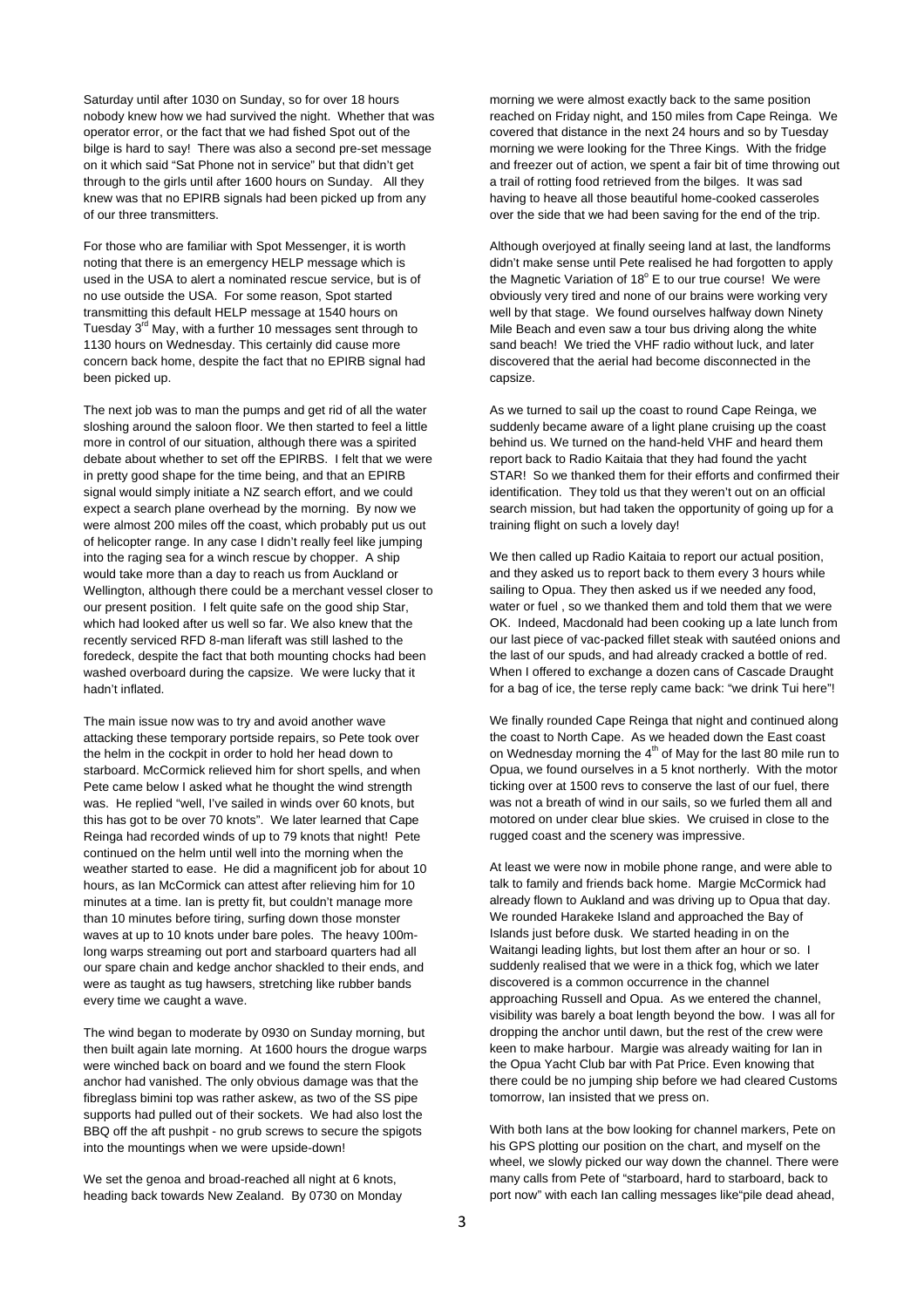Saturday until after 1030 on Sunday, so for over 18 hours nobody knew how we had survived the night. Whether that was operator error, or the fact that we had fished Spot out of the bilge is hard to say! There was also a second pre-set message on it which said "Sat Phone not in service" but that didn't get through to the girls until after 1600 hours on Sunday. All they knew was that no EPIRB signals had been picked up from any of our three transmitters.

For those who are familiar with Spot Messenger, it is worth noting that there is an emergency HELP message which is used in the USA to alert a nominated rescue service, but is of no use outside the USA. For some reason, Spot started transmitting this default HELP message at 1540 hours on Tuesday 3rd May, with a further 10 messages sent through to 1130 hours on Wednesday. This certainly did cause more concern back home, despite the fact that no EPIRB signal had been picked up.

The next job was to man the pumps and get rid of all the water sloshing around the saloon floor. We then started to feel a little more in control of our situation, although there was a spirited debate about whether to set off the EPIRBS. I felt that we were in pretty good shape for the time being, and that an EPIRB signal would simply initiate a NZ search effort, and we could expect a search plane overhead by the morning. By now we were almost 200 miles off the coast, which probably put us out of helicopter range. In any case I didn't really feel like jumping into the raging sea for a winch rescue by chopper. A ship would take more than a day to reach us from Auckland or Wellington, although there could be a merchant vessel closer to our present position. I felt quite safe on the good ship Star, which had looked after us well so far. We also knew that the recently serviced RFD 8-man liferaft was still lashed to the foredeck, despite the fact that both mounting chocks had been washed overboard during the capsize. We were lucky that it hadn't inflated.

The main issue now was to try and avoid another wave attacking these temporary portside repairs, so Pete took over the helm in the cockpit in order to hold her head down to starboard. McCormick relieved him for short spells, and when Pete came below I asked what he thought the wind strength was. He replied "well, I've sailed in winds over 60 knots, but this has got to be over 70 knots". We later learned that Cape Reinga had recorded winds of up to 79 knots that night! Pete continued on the helm until well into the morning when the weather started to ease. He did a magnificent job for about 10 hours, as Ian McCormick can attest after relieving him for 10 minutes at a time. Ian is pretty fit, but couldn't manage more than 10 minutes before tiring, surfing down those monster waves at up to 10 knots under bare poles. The heavy 100m-long warps streaming out port and starboard quarters had all our spare chain and kedge anchor shackled to their ends, and were as taught as tug hawsers, stretching like rubber bands every time we caught a wave.

The wind began to moderate by 0930 on Sunday morning, but then built again late morning. At 1600 hours the drogue warps were winched back on board and we found the stern Flook anchor had vanished. The only obvious damage was that the fibreglass bimini top was rather askew, as two of the SS pipe supports had pulled out of their sockets. We had also lost the BBQ off the aft pushpit - no grub screws to secure the spigots into the mountings when we were upside-down!

We set the genoa and broad-reached all night at 6 knots, heading back towards New Zealand. By 0730 on Monday morning we were almost exactly back to the same position reached on Friday night, and 150 miles from Cape Reinga. We covered that distance in the next 24 hours and so by Tuesday morning we were looking for the Three Kings. With the fridge and freezer out of action, we spent a fair bit of time throwing out a trail of rotting food retrieved from the bilges. It was sad having to heave all those beautiful home-cooked casseroles over the side that we had been saving for the end of the trip.

Although overjoyed at finally seeing land at last, the landforms didn't make sense until Pete realised he had forgotten to apply the Magnetic Variation of 18° E to our true course! We were obviously very tired and none of our brains were working very well by that stage. We found ourselves halfway down Ninety Mile Beach and even saw a tour bus driving along the white sand beach! We tried the VHF radio without luck, and later discovered that the aerial had become disconnected in the capsize.

As we turned to sail up the coast to round Cape Reinga, we suddenly became aware of a light plane cruising up the coast behind us. We turned on the hand-held VHF and heard them report back to Radio Kaitaia that they had found the yacht STAR! So we thanked them for their efforts and confirmed their identification. They told us that they weren't out on an official search mission, but had taken the opportunity of going up for a training flight on such a lovely day!

We then called up Radio Kaitaia to report our actual position, and they asked us to report back to them every 3 hours while sailing to Opua. They then asked us if we needed any food, water or fuel , so we thanked them and told them that we were OK. Indeed, Macdonald had been cooking up a late lunch from our last piece of vac-packed fillet steak with sautéed onions and the last of our spuds, and had already cracked a bottle of red. When I offered to exchange a dozen cans of Cascade Draught for a bag of ice, the terse reply came back: "we drink Tui here"!

We finally rounded Cape Reinga that night and continued along the coast to North Cape. As we headed down the East coast on Wednesday morning the 4th of May for the last 80 mile run to Opua, we found ourselves in a 5 knot northerly. With the motor ticking over at 1500 revs to conserve the last of our fuel, there was not a breath of wind in our sails, so we furled them all and motored on under clear blue skies. We cruised in close to the rugged coast and the scenery was impressive.

At least we were now in mobile phone range, and were able to talk to family and friends back home. Margie McCormick had already flown to Aukland and was driving up to Opua that day. We rounded Harakeke Island and approached the Bay of Islands just before dusk. We started heading in on the Waitangi leading lights, but lost them after an hour or so. I suddenly realised that we were in a thick fog, which we later discovered is a common occurrence in the channel approaching Russell and Opua. As we entered the channel, visibility was barely a boat length beyond the bow. I was all for dropping the anchor until dawn, but the rest of the crew were keen to make harbour. Margie was already waiting for Ian in the Opua Yacht Club bar with Pat Price. Even knowing that there could be no jumping ship before we had cleared Customs tomorrow, Ian insisted that we press on.

With both Ians at the bow looking for channel markers, Pete on his GPS plotting our position on the chart, and myself on the wheel, we slowly picked our way down the channel. There were many calls from Pete of "starboard, hard to starboard, back to port now" with each Ian calling messages like"pile dead ahead,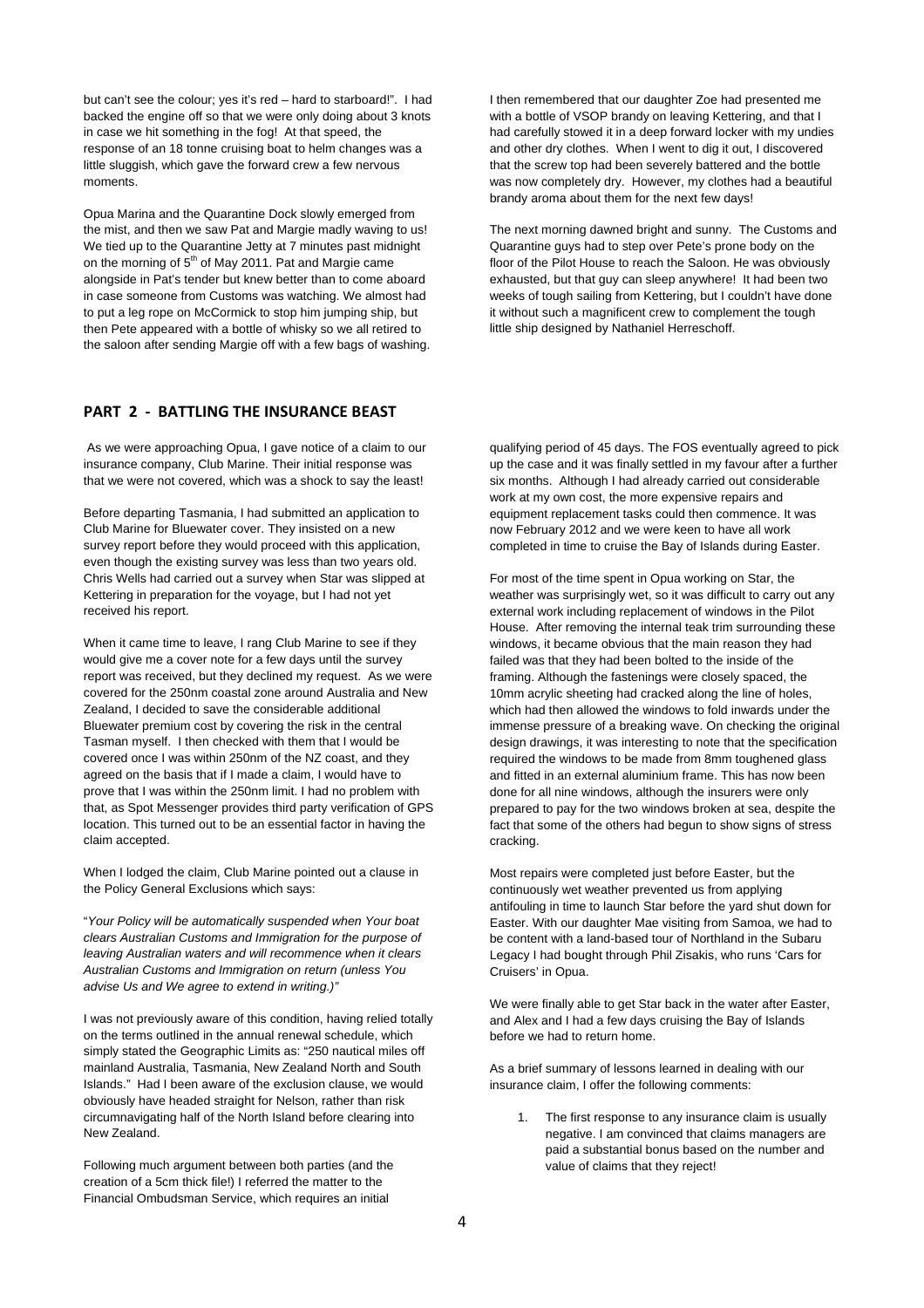but can't see the colour; yes it's red – hard to starboard!". I had backed the engine off so that we were only doing about 3 knots in case we hit something in the fog! At that speed, the response of an 18 tonne cruising boat to helm changes was a little sluggish, which gave the forward crew a few nervous moments.

Opua Marina and the Quarantine Dock slowly emerged from the mist, and then we saw Pat and Margie madly waving to us! We tied up to the Quarantine Jetty at 7 minutes past midnight on the morning of 5th of May 2011. Pat and Margie came alongside in Pat's tender but knew better than to come aboard in case someone from Customs was watching. We almost had to put a leg rope on McCormick to stop him jumping ship, but then Pete appeared with a bottle of whisky so we all retired to the saloon after sending Margie off with a few bags of washing.

I then remembered that our daughter Zoe had presented me with a bottle of VSOP brandy on leaving Kettering, and that I had carefully stowed it in a deep forward locker with my undies and other dry clothes. When I went to dig it out, I discovered that the screw top had been severely battered and the bottle was now completely dry. However, my clothes had a beautiful brandy aroma about them for the next few days!

The next morning dawned bright and sunny. The Customs and Quarantine guys had to step over Pete's prone body on the floor of the Pilot House to reach the Saloon. He was obviously exhausted, but that guy can sleep anywhere! It had been two weeks of tough sailing from Kettering, but I couldn't have done it without such a magnificent crew to complement the tough little ship designed by Nathaniel Herreschoff.

## PART 2 - BATTLING THE INSURANCE BEAST

As we were approaching Opua, I gave notice of a claim to our insurance company, Club Marine. Their initial response was that we were not covered, which was a shock to say the least!

Before departing Tasmania, I had submitted an application to Club Marine for Bluewater cover. They insisted on a new survey report before they would proceed with this application, even though the existing survey was less than two years old. Chris Wells had carried out a survey when Star was slipped at Kettering in preparation for the voyage, but I had not yet received his report.

When it came time to leave, I rang Club Marine to see if they would give me a cover note for a few days until the survey report was received, but they declined my request. As we were covered for the 250nm coastal zone around Australia and New Zealand, I decided to save the considerable additional Bluewater premium cost by covering the risk in the central Tasman myself. I then checked with them that I would be covered once I was within 250nm of the NZ coast, and they agreed on the basis that if I made a claim, I would have to prove that I was within the 250nm limit. I had no problem with that, as Spot Messenger provides third party verification of GPS location. This turned out to be an essential factor in having the claim accepted.

When I lodged the claim, Club Marine pointed out a clause in the Policy General Exclusions which says:

"*Your Policy will be automatically suspended when Your boat clears Australian Customs and Immigration for the purpose of leaving Australian waters and will recommence when it clears Australian Customs and Immigration on return (unless You advise Us and We agree to extend in writing.)"*

I was not previously aware of this condition, having relied totally on the terms outlined in the annual renewal schedule, which simply stated the Geographic Limits as: "250 nautical miles off mainland Australia, Tasmania, New Zealand North and South Islands." Had I been aware of the exclusion clause, we would obviously have headed straight for Nelson, rather than risk circumnavigating half of the North Island before clearing into New Zealand.

Following much argument between both parties (and the creation of a 5cm thick file!) I referred the matter to the Financial Ombudsman Service, which requires an initial qualifying period of 45 days. The FOS eventually agreed to pick up the case and it was finally settled in my favour after a further six months. Although I had already carried out considerable work at my own cost, the more expensive repairs and equipment replacement tasks could then commence. It was now February 2012 and we were keen to have all work completed in time to cruise the Bay of Islands during Easter.

For most of the time spent in Opua working on Star, the weather was surprisingly wet, so it was difficult to carry out any external work including replacement of windows in the Pilot House. After removing the internal teak trim surrounding these windows, it became obvious that the main reason they had failed was that they had been bolted to the inside of the framing. Although the fastenings were closely spaced, the 10mm acrylic sheeting had cracked along the line of holes, which had then allowed the windows to fold inwards under the immense pressure of a breaking wave. On checking the original design drawings, it was interesting to note that the specification required the windows to be made from 8mm toughened glass and fitted in an external aluminium frame. This has now been done for all nine windows, although the insurers were only prepared to pay for the two windows broken at sea, despite the fact that some of the others had begun to show signs of stress cracking.

Most repairs were completed just before Easter, but the continuously wet weather prevented us from applying antifouling in time to launch Star before the yard shut down for Easter. With our daughter Mae visiting from Samoa, we had to be content with a land-based tour of Northland in the Subaru Legacy I had bought through Phil Zisakis, who runs 'Cars for Cruisers' in Opua.

We were finally able to get Star back in the water after Easter, and Alex and I had a few days cruising the Bay of Islands before we had to return home.

As a brief summary of lessons learned in dealing with our insurance claim, I offer the following comments:

1. The first response to any insurance claim is usually negative. I am convinced that claims managers are paid a substantial bonus based on the number and value of claims that they reject!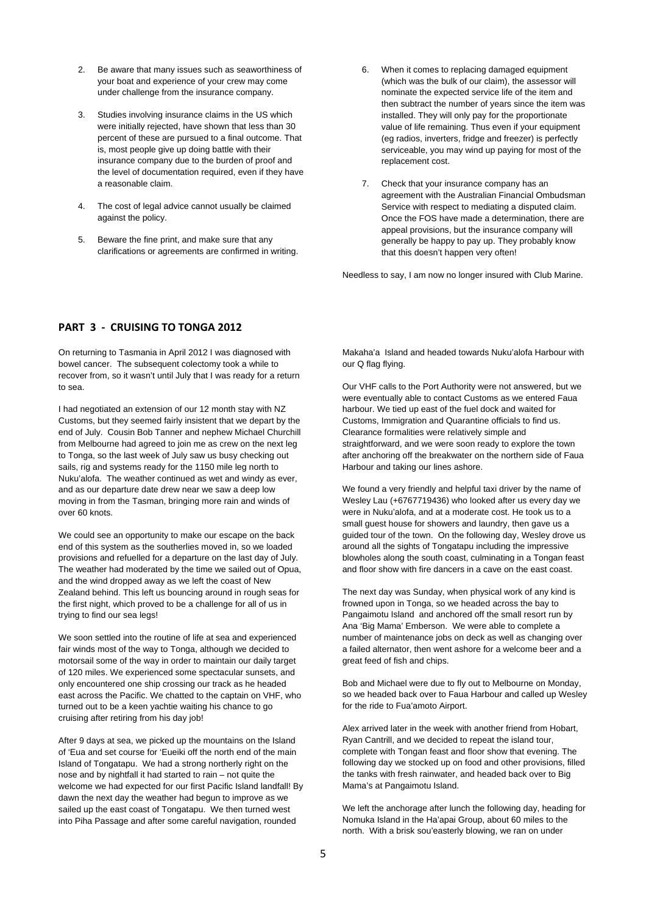2. Be aware that many issues such as seaworthiness of your boat and experience of your crew may come under challenge from the insurance company.

3. Studies involving insurance claims in the US which were initially rejected, have shown that less than 30 percent of these are pursued to a final outcome. That is, most people give up doing battle with their insurance company due to the burden of proof and the level of documentation required, even if they have a reasonable claim.

4. The cost of legal advice cannot usually be claimed against the policy.

5. Beware the fine print, and make sure that any clarifications or agreements are confirmed in writing.

6. When it comes to replacing damaged equipment (which was the bulk of our claim), the assessor will nominate the expected service life of the item and then subtract the number of years since the item was installed. They will only pay for the proportionate value of life remaining. Thus even if your equipment (eg radios, inverters, fridge and freezer) is perfectly serviceable, you may wind up paying for most of the replacement cost.

7. Check that your insurance company has an agreement with the Australian Financial Ombudsman Service with respect to mediating a disputed claim. Once the FOS have made a determination, there are appeal provisions, but the insurance company will generally be happy to pay up. They probably know that this doesn't happen very often!

Needless to say, I am now no longer insured with Club Marine.

## PART 3 - CRUISING TO TONGA 2012

On returning to Tasmania in April 2012 I was diagnosed with bowel cancer. The subsequent colectomy took a while to recover from, so it wasn't until July that I was ready for a return to sea.

I had negotiated an extension of our 12 month stay with NZ Customs, but they seemed fairly insistent that we depart by the end of July. Cousin Bob Tanner and nephew Michael Churchill from Melbourne had agreed to join me as crew on the next leg to Tonga, so the last week of July saw us busy checking out sails, rig and systems ready for the 1150 mile leg north to Nuku'alofa. The weather continued as wet and windy as ever, and as our departure date drew near we saw a deep low moving in from the Tasman, bringing more rain and winds of over 60 knots.

We could see an opportunity to make our escape on the back end of this system as the southerlies moved in, so we loaded provisions and refuelled for a departure on the last day of July. The weather had moderated by the time we sailed out of Opua, and the wind dropped away as we left the coast of New Zealand behind. This left us bouncing around in rough seas for the first night, which proved to be a challenge for all of us in trying to find our sea legs!

We soon settled into the routine of life at sea and experienced fair winds most of the way to Tonga, although we decided to motorsail some of the way in order to maintain our daily target of 120 miles. We experienced some spectacular sunsets, and only encountered one ship crossing our track as he headed east across the Pacific. We chatted to the captain on VHF, who turned out to be a keen yachtie waiting his chance to go cruising after retiring from his day job!

After 9 days at sea, we picked up the mountains on the Island of 'Eua and set course for 'Eueiki off the north end of the main Island of Tongatapu. We had a strong northerly right on the nose and by nightfall it had started to rain – not quite the welcome we had expected for our first Pacific Island landfall! By dawn the next day the weather had begun to improve as we sailed up the east coast of Tongatapu. We then turned west into Piha Passage and after some careful navigation, rounded Makaha'a Island and headed towards Nuku'alofa Harbour with our Q flag flying.

Our VHF calls to the Port Authority were not answered, but we were eventually able to contact Customs as we entered Faua harbour. We tied up east of the fuel dock and waited for Customs, Immigration and Quarantine officials to find us. Clearance formalities were relatively simple and straightforward, and we were soon ready to explore the town after anchoring off the breakwater on the northern side of Faua Harbour and taking our lines ashore.

We found a very friendly and helpful taxi driver by the name of Wesley Lau (+6767719436) who looked after us every day we were in Nuku'alofa, and at a moderate cost. He took us to a small guest house for showers and laundry, then gave us a guided tour of the town. On the following day, Wesley drove us around all the sights of Tongatapu including the impressive blowholes along the south coast, culminating in a Tongan feast and floor show with fire dancers in a cave on the east coast.

The next day was Sunday, when physical work of any kind is frowned upon in Tonga, so we headed across the bay to Pangaimotu Island and anchored off the small resort run by Ana 'Big Mama' Emberson. We were able to complete a number of maintenance jobs on deck as well as changing over a failed alternator, then went ashore for a welcome beer and a great feed of fish and chips.

Bob and Michael were due to fly out to Melbourne on Monday, so we headed back over to Faua Harbour and called up Wesley for the ride to Fua'amoto Airport.

Alex arrived later in the week with another friend from Hobart, Ryan Cantrill, and we decided to repeat the island tour, complete with Tongan feast and floor show that evening. The following day we stocked up on food and other provisions, filled the tanks with fresh rainwater, and headed back over to Big Mama's at Pangaimotu Island.

We left the anchorage after lunch the following day, heading for Nomuka Island in the Ha'apai Group, about 60 miles to the north. With a brisk sou'easterly blowing, we ran on under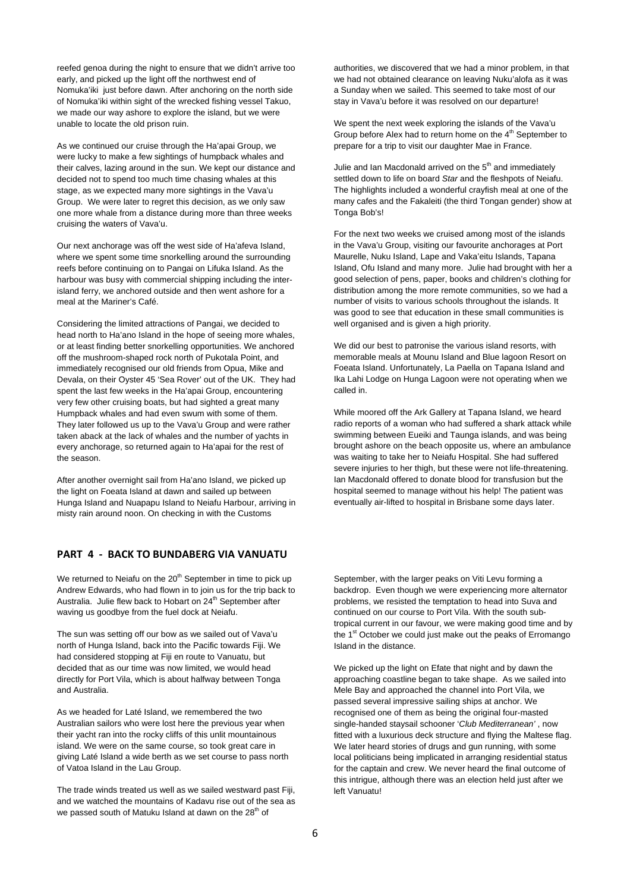reefed genoa during the night to ensure that we didn't arrive too early, and picked up the light off the northwest end of Nomuka'iki just before dawn. After anchoring on the north side of Nomuka'iki within sight of the wrecked fishing vessel Takuo, we made our way ashore to explore the island, but we were unable to locate the old prison ruin.

As we continued our cruise through the Ha'apai Group, we were lucky to make a few sightings of humpback whales and their calves, lazing around in the sun. We kept our distance and decided not to spend too much time chasing whales at this stage, as we expected many more sightings in the Vava'u Group. We were later to regret this decision, as we only saw one more whale from a distance during more than three weeks cruising the waters of Vava'u.

Our next anchorage was off the west side of Ha'afeva Island, where we spent some time snorkelling around the surrounding reefs before continuing on to Pangai on Lifuka Island. As the harbour was busy with commercial shipping including the inter-island ferry, we anchored outside and then went ashore for a meal at the Mariner's Café.

Considering the limited attractions of Pangai, we decided to head north to Ha'ano Island in the hope of seeing more whales, or at least finding better snorkelling opportunities. We anchored off the mushroom-shaped rock north of Pukotala Point, and immediately recognised our old friends from Opua, Mike and Devala, on their Oyster 45 'Sea Rover' out of the UK. They had spent the last few weeks in the Ha'apai Group, encountering very few other cruising boats, but had sighted a great many Humpback whales and had even swum with some of them. They later followed us up to the Vava'u Group and were rather taken aback at the lack of whales and the number of yachts in every anchorage, so returned again to Ha'apai for the rest of the season.

After another overnight sail from Ha'ano Island, we picked up the light on Foeata Island at dawn and sailed up between Hunga Island and Nuapapu Island to Neiafu Harbour, arriving in misty rain around noon. On checking in with the Customs authorities, we discovered that we had a minor problem, in that we had not obtained clearance on leaving Nuku'alofa as it was a Sunday when we sailed. This seemed to take most of our stay in Vava'u before it was resolved on our departure!

We spent the next week exploring the islands of the Vava'u Group before Alex had to return home on the 4th September to prepare for a trip to visit our daughter Mae in France.

Julie and Ian Macdonald arrived on the 5th and immediately settled down to life on board *Star* and the fleshpots of Neiafu. The highlights included a wonderful crayfish meal at one of the many cafes and the Fakaleiti (the third Tongan gender) show at Tonga Bob's!

For the next two weeks we cruised among most of the islands in the Vava'u Group, visiting our favourite anchorages at Port Maurelle, Nuku Island, Lape and Vaka'eitu Islands, Tapana Island, Ofu Island and many more. Julie had brought with her a good selection of pens, paper, books and children's clothing for distribution among the more remote communities, so we had a number of visits to various schools throughout the islands. It was good to see that education in these small communities is well organised and is given a high priority.

We did our best to patronise the various island resorts, with memorable meals at Mounu Island and Blue lagoon Resort on Foeata Island. Unfortunately, La Paella on Tapana Island and Ika Lahi Lodge on Hunga Lagoon were not operating when we called in.

While moored off the Ark Gallery at Tapana Island, we heard radio reports of a woman who had suffered a shark attack while swimming between Eueiki and Taunga islands, and was being brought ashore on the beach opposite us, where an ambulance was waiting to take her to Neiafu Hospital. She had suffered severe injuries to her thigh, but these were not life-threatening. Ian Macdonald offered to donate blood for transfusion but the hospital seemed to manage without his help! The patient was eventually air-lifted to hospital in Brisbane some days later.

## PART 4 - BACK TO BUNDABERG VIA VANUATU

We returned to Neiafu on the 20th September in time to pick up Andrew Edwards, who had flown in to join us for the trip back to Australia. Julie flew back to Hobart on 24th September after waving us goodbye from the fuel dock at Neiafu.

The sun was setting off our bow as we sailed out of Vava'u north of Hunga Island, back into the Pacific towards Fiji. We had considered stopping at Fiji en route to Vanuatu, but decided that as our time was now limited, we would head directly for Port Vila, which is about halfway between Tonga and Australia.

As we headed for Laté Island, we remembered the two Australian sailors who were lost here the previous year when their yacht ran into the rocky cliffs of this unlit mountainous island. We were on the same course, so took great care in giving Laté Island a wide berth as we set course to pass north of Vatoa Island in the Lau Group.

The trade winds treated us well as we sailed westward past Fiji, and we watched the mountains of Kadavu rise out of the sea as we passed south of Matuku Island at dawn on the 28th of September, with the larger peaks on Viti Levu forming a backdrop. Even though we were experiencing more alternator problems, we resisted the temptation to head into Suva and continued on our course to Port Vila. With the south sub-tropical current in our favour, we were making good time and by the 1st October we could just make out the peaks of Erromango Island in the distance.

We picked up the light on Efate that night and by dawn the approaching coastline began to take shape. As we sailed into Mele Bay and approached the channel into Port Vila, we passed several impressive sailing ships at anchor. We recognised one of them as being the original four-masted single-handed staysail schooner '*Club Mediterranean*' , now fitted with a luxurious deck structure and flying the Maltese flag. We later heard stories of drugs and gun running, with some local politicians being implicated in arranging residential status for the captain and crew. We never heard the final outcome of this intrigue, although there was an election held just after we left Vanuatu!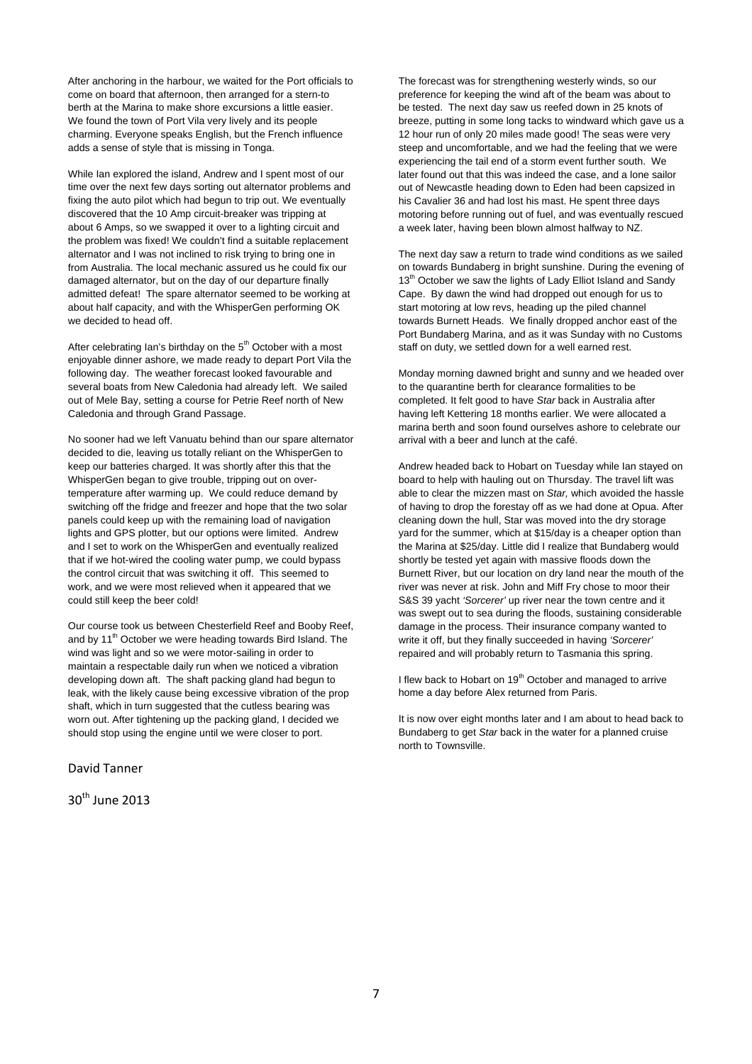After anchoring in the harbour, we waited for the Port officials to come on board that afternoon, then arranged for a stern-to berth at the Marina to make shore excursions a little easier. We found the town of Port Vila very lively and its people charming. Everyone speaks English, but the French influence adds a sense of style that is missing in Tonga.

While Ian explored the island, Andrew and I spent most of our time over the next few days sorting out alternator problems and fixing the auto pilot which had begun to trip out. We eventually discovered that the 10 Amp circuit-breaker was tripping at about 6 Amps, so we swapped it over to a lighting circuit and the problem was fixed! We couldn't find a suitable replacement alternator and I was not inclined to risk trying to bring one in from Australia. The local mechanic assured us he could fix our damaged alternator, but on the day of our departure finally admitted defeat! The spare alternator seemed to be working at about half capacity, and with the WhisperGen performing OK we decided to head off.

After celebrating Ian's birthday on the 5th October with a most enjoyable dinner ashore, we made ready to depart Port Vila the following day. The weather forecast looked favourable and several boats from New Caledonia had already left. We sailed out of Mele Bay, setting a course for Petrie Reef north of New Caledonia and through Grand Passage.

No sooner had we left Vanuatu behind than our spare alternator decided to die, leaving us totally reliant on the WhisperGen to keep our batteries charged. It was shortly after this that the WhisperGen began to give trouble, tripping out on over-temperature after warming up. We could reduce demand by switching off the fridge and freezer and hope that the two solar panels could keep up with the remaining load of navigation lights and GPS plotter, but our options were limited. Andrew and I set to work on the WhisperGen and eventually realized that if we hot-wired the cooling water pump, we could bypass the control circuit that was switching it off. This seemed to work, and we were most relieved when it appeared that we could still keep the beer cold!

Our course took us between Chesterfield Reef and Booby Reef, and by 11th October we were heading towards Bird Island. The wind was light and so we were motor-sailing in order to maintain a respectable daily run when we noticed a vibration developing down aft. The shaft packing gland had begun to leak, with the likely cause being excessive vibration of the prop shaft, which in turn suggested that the cutless bearing was worn out. After tightening up the packing gland, I decided we should stop using the engine until we were closer to port.

The forecast was for strengthening westerly winds, so our preference for keeping the wind aft of the beam was about to be tested. The next day saw us reefed down in 25 knots of breeze, putting in some long tacks to windward which gave us a 12 hour run of only 20 miles made good! The seas were very steep and uncomfortable, and we had the feeling that we were experiencing the tail end of a storm event further south. We later found out that this was indeed the case, and a lone sailor out of Newcastle heading down to Eden had been capsized in his Cavalier 36 and had lost his mast. He spent three days motoring before running out of fuel, and was eventually rescued a week later, having been blown almost halfway to NZ.

The next day saw a return to trade wind conditions as we sailed on towards Bundaberg in bright sunshine. During the evening of 13th October we saw the lights of Lady Elliot Island and Sandy Cape. By dawn the wind had dropped out enough for us to start motoring at low revs, heading up the piled channel towards Burnett Heads. We finally dropped anchor east of the Port Bundaberg Marina, and as it was Sunday with no Customs staff on duty, we settled down for a well earned rest.

Monday morning dawned bright and sunny and we headed over to the quarantine berth for clearance formalities to be completed. It felt good to have *Star* back in Australia after having left Kettering 18 months earlier. We were allocated a marina berth and soon found ourselves ashore to celebrate our arrival with a beer and lunch at the café.

Andrew headed back to Hobart on Tuesday while Ian stayed on board to help with hauling out on Thursday. The travel lift was able to clear the mizzen mast on *Star,* which avoided the hassle of having to drop the forestay off as we had done at Opua. After cleaning down the hull, Star was moved into the dry storage yard for the summer, which at $15/day is a cheaper option than the Marina at $25/day. Little did I realize that Bundaberg would shortly be tested yet again with massive floods down the Burnett River, but our location on dry land near the mouth of the river was never at risk. John and Miff Fry chose to moor their S&S 39 yacht *'Sorcerer'* up river near the town centre and it was swept out to sea during the floods, sustaining considerable damage in the process. Their insurance company wanted to write it off, but they finally succeeded in having *'Sorcerer'* repaired and will probably return to Tasmania this spring.

I flew back to Hobart on 19th October and managed to arrive home a day before Alex returned from Paris.

It is now over eight months later and I am about to head back to Bundaberg to get *Star* back in the water for a planned cruise north to Townsville.

David Tanner

30th June 2013